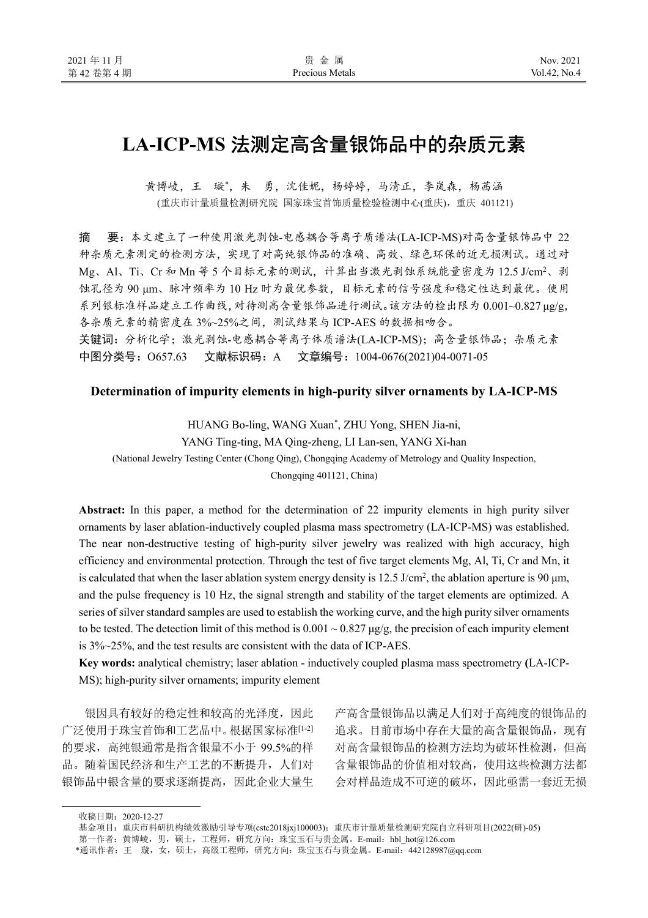# LA-ICP-MS 法测定高含量银饰品中的杂质元素

黄博崚，王　璇*，朱　勇，沈佳妮，杨婷婷，马清正，李岚森，杨茜涵

(重庆市计量质量检测研究院　国家珠宝首饰质量检验检测中心(重庆)，重庆　401121)

**摘　要：** 本文建立了一种使用激光剥蚀-电感耦合等离子质谱法(LA-ICP-MS)对高含量银饰品中 22 种杂质元素测定的检测方法，实现了对高纯银饰品的准确、高效、绿色环保的近无损测试。通过对 Mg、Al、Ti、Cr 和 Mn 等 5 个目标元素的测试，计算出当激光剥蚀系统能量密度为 12.5 J/cm$^2$、剥蚀孔径为 90 μm、脉冲频率为 10 Hz 时为最优参数，目标元素的信号强度和稳定性达到最优。使用系列银标准样品建立工作曲线，对待测高含量银饰品进行测试。该方法的检出限为 0.001~0.827 μg/g，各杂质元素的精密度在 3%~25%之间，测试结果与 ICP-AES 的数据相吻合。

**关键词：** 分析化学；激光剥蚀-电感耦合等离子体质谱法(LA-ICP-MS)；高含量银饰品；杂质元素

**中图分类号：** O657.63　　**文献标识码：** A　　**文章编号：** 1004-0676(2021)04-0071-05

## Determination of impurity elements in high-purity silver ornaments by LA-ICP-MS

HUANG Bo-ling, WANG Xuan*, ZHU Yong, SHEN Jia-ni, YANG Ting-ting, MA Qing-zheng, LI Lan-sen, YANG Xi-han

(National Jewelry Testing Center (Chong Qing), Chongqing Academy of Metrology and Quality Inspection, Chongqing 401121, China)

**Abstract:** In this paper, a method for the determination of 22 impurity elements in high purity silver ornaments by laser ablation-inductively coupled plasma mass spectrometry (LA-ICP-MS) was established. The near non-destructive testing of high-purity silver jewelry was realized with high accuracy, high efficiency and environmental protection. Through the test of five target elements Mg, Al, Ti, Cr and Mn, it is calculated that when the laser ablation system energy density is 12.5 J/cm$^2$, the ablation aperture is 90 μm, and the pulse frequency is 10 Hz, the signal strength and stability of the target elements are optimized. A series of silver standard samples are used to establish the working curve, and the high purity silver ornaments to be tested. The detection limit of this method is 0.001 ~ 0.827 μg/g, the precision of each impurity element is 3%~25%, and the test results are consistent with the data of ICP-AES.

**Key words:** analytical chemistry; laser ablation - inductively coupled plasma mass spectrometry **(**LA-ICP-MS); high-purity silver ornaments; impurity element

银因具有较好的稳定性和较高的光泽度，因此广泛使用于珠宝首饰和工艺品中。根据国家标准[1-2]的要求，高纯银通常是指含银量不小于 99.5%的样品。随着国民经济和生产工艺的不断提升，人们对银饰品中银含量的要求逐渐提高，因此企业大量生产高含量银饰品以满足人们对于高纯度的银饰品的追求。目前市场中存在大量的高含量银饰品，现有对高含量银饰品的检测方法均为破坏性检测，但高含量银饰品的价值相对较高，使用这些检测方法都会对样品造成不可逆的破坏，因此亟需一套近无损

---

收稿日期：2020-12-27

基金项目：重庆市科研机构绩效激励引导专项(cstc2018jxj100003)；重庆市计量质量检测研究院自立科研项目(2022(研)-05)

第一作者：黄博崚，男，硕士，工程师，研究方向：珠宝玉石与贵金属。E-mail：hbl_hot@126.com

*通讯作者：王　璇，女，硕士，高级工程师，研究方向：珠宝玉石与贵金属。E-mail：442128987@qq.com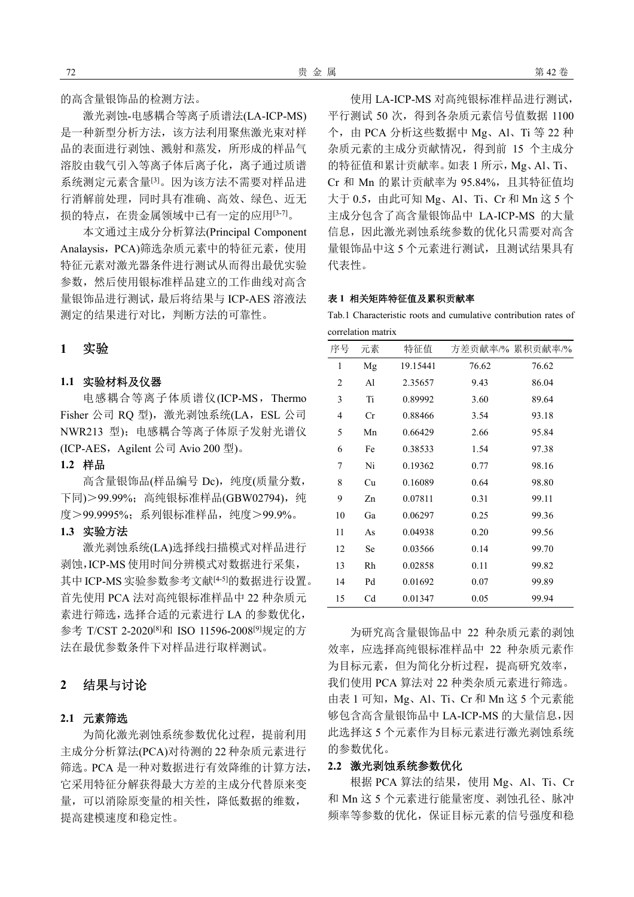的高含量银饰品的检测方法。

激光剥蚀-电感耦合等离子质谱法(LA-ICP-MS)是一种新型分析方法，该方法利用聚焦激光束对样品的表面进行剥蚀、溅射和蒸发，所形成的样品气溶胶由载气引入等离子体后离子化，离子通过质谱系统测定元素含量[3]。因为该方法不需要对样品进行消解前处理，同时具有准确、高效、绿色、近无损的特点，在贵金属领域中已有一定的应用[3-7]。

本文通过主成分分析算法(Principal Component Analaysis，PCA)筛选杂质元素中的特征元素，使用特征元素对激光器条件进行测试从而得出最优实验参数，然后使用银标准样品建立的工作曲线对高含量银饰品进行测试，最后将结果与 ICP-AES 溶液法测定的结果进行对比，判断方法的可靠性。

## 1 实验

### 1.1 实验材料及仪器

电感耦合等离子体质谱仪(ICP-MS，Thermo Fisher 公司 RQ 型)，激光剥蚀系统(LA，ESL 公司 NWR213 型)；电感耦合等离子体原子发射光谱仪(ICP-AES，Agilent 公司 Avio 200 型)。

### 1.2 样品

高含量银饰品(样品编号 Dc)，纯度(质量分数，下同)＞99.99%；高纯银标准样品(GBW02794)，纯度＞99.9995%；系列银标准样品，纯度＞99.9%。

### 1.3 实验方法

激光剥蚀系统(LA)选择线扫描模式对样品进行剥蚀，ICP-MS 使用时间分辨模式对数据进行采集，其中 ICP-MS 实验参数参考文献[4-5]的数据进行设置。首先使用 PCA 法对高纯银标准样品中 22 种杂质元素进行筛选，选择合适的元素进行 LA 的参数优化，参考 T/CST 2-2020[8]和 ISO 11596-2008[9]规定的方法在最优参数条件下对样品进行取样测试。

## 2 结果与讨论

### 2.1 元素筛选

为简化激光剥蚀系统参数优化过程，提前利用主成分分析算法(PCA)对待测的 22 种杂质元素进行筛选。PCA 是一种对数据进行有效降维的计算方法，它采用特征分解获得最大方差的主成分代替原来变量，可以消除原变量的相关性，降低数据的维数，提高建模速度和稳定性。

使用 LA-ICP-MS 对高纯银标准样品进行测试，平行测试 50 次，得到各杂质元素信号值数据 1100 个，由 PCA 分析这些数据中 Mg、Al、Ti 等 22 种杂质元素的主成分贡献情况，得到前 15 个主成分的特征值和累计贡献率。如表 1 所示，Mg、Al、Ti、Cr 和 Mn 的累计贡献率为 95.84%，且其特征值均大于 0.5，由此可知 Mg、Al、Ti、Cr 和 Mn 这 5 个主成分包含了高含量银饰品中 LA-ICP-MS 的大量信息，因此激光剥蚀系统参数的优化只需要对高含量银饰品中这 5 个元素进行测试，且测试结果具有代表性。

**表 1 相关矩阵特征值及累积贡献率**

Tab.1 Characteristic roots and cumulative contribution rates of correlation matrix

| 序号 | 元素 | 特征值 | 方差贡献率/% | 累积贡献率/% |
|---|---|---|---|---|
| 1 | Mg | 19.15441 | 76.62 | 76.62 |
| 2 | Al | 2.35657 | 9.43 | 86.04 |
| 3 | Ti | 0.89992 | 3.60 | 89.64 |
| 4 | Cr | 0.88466 | 3.54 | 93.18 |
| 5 | Mn | 0.66429 | 2.66 | 95.84 |
| 6 | Fe | 0.38533 | 1.54 | 97.38 |
| 7 | Ni | 0.19362 | 0.77 | 98.16 |
| 8 | Cu | 0.16089 | 0.64 | 98.80 |
| 9 | Zn | 0.07811 | 0.31 | 99.11 |
| 10 | Ga | 0.06297 | 0.25 | 99.36 |
| 11 | As | 0.04938 | 0.20 | 99.56 |
| 12 | Se | 0.03566 | 0.14 | 99.70 |
| 13 | Rh | 0.02858 | 0.11 | 99.82 |
| 14 | Pd | 0.01692 | 0.07 | 99.89 |
| 15 | Cd | 0.01347 | 0.05 | 99.94 |

为研究高含量银饰品中 22 种杂质元素的剥蚀效率，应选择高纯银标准样品中 22 种杂质元素作为目标元素，但为简化分析过程，提高研究效率，我们使用 PCA 算法对 22 种类杂质元素进行筛选。由表 1 可知，Mg、Al、Ti、Cr 和 Mn 这 5 个元素能够包含高含量银饰品中 LA-ICP-MS 的大量信息，因此选择这 5 个元素作为目标元素进行激光剥蚀系统的参数优化。

### 2.2 激光剥蚀系统参数优化

根据 PCA 算法的结果，使用 Mg、Al、Ti、Cr 和 Mn 这 5 个元素进行能量密度、剥蚀孔径、脉冲频率等参数的优化，保证目标元素的信号强度和稳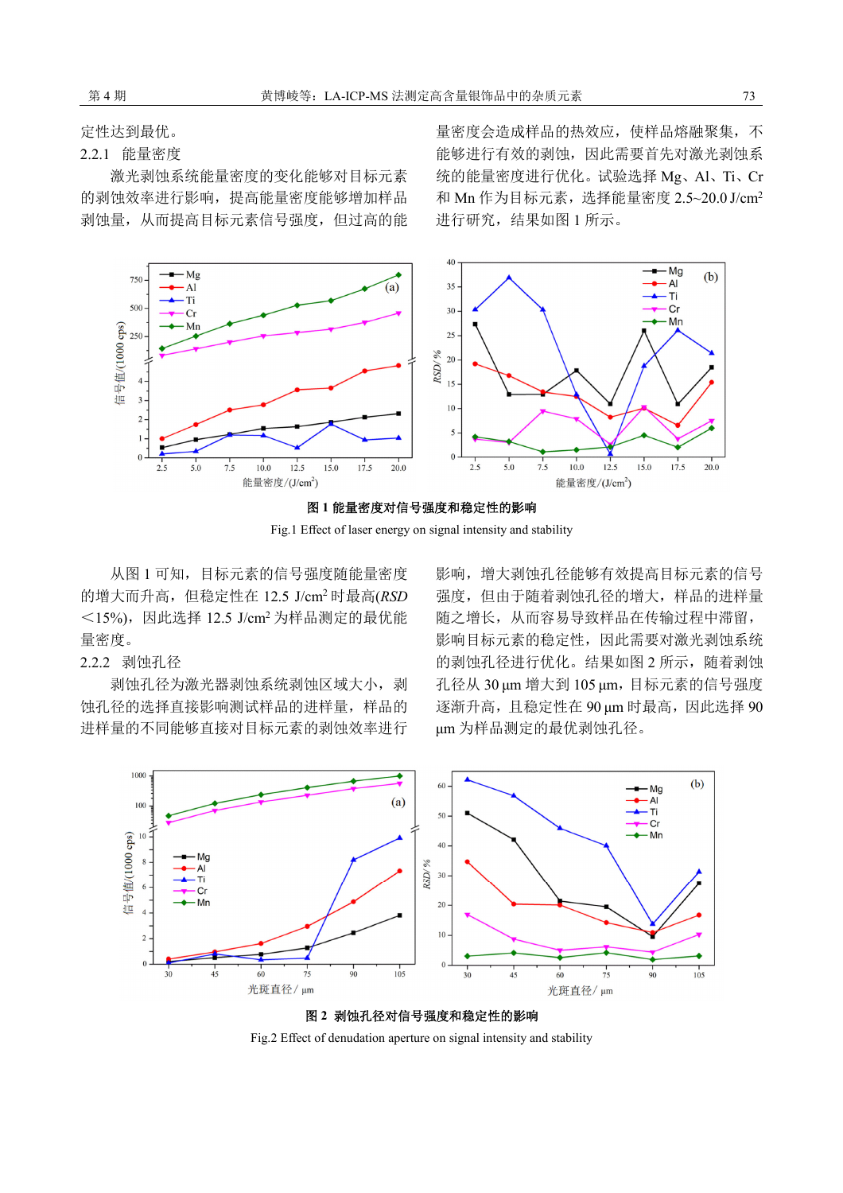定性达到最优。

### 2.2.1 能量密度

激光剥蚀系统能量密度的变化能够对目标元素的剥蚀效率进行影响，提高能量密度能够增加样品剥蚀量，从而提高目标元素信号强度，但过高的能量密度会造成样品的热效应，使样品熔融聚集，不能够进行有效的剥蚀，因此需要首先对激光剥蚀系统的能量密度进行优化。试验选择 Mg、Al、Ti、Cr 和 Mn 作为目标元素，选择能量密度 2.5~20.0 J/cm$^2$ 进行研究，结果如图 1 所示。

**图 1 能量密度对信号强度和稳定性的影响**

Fig.1 Effect of laser energy on signal intensity and stability

从图 1 可知，目标元素的信号强度随能量密度的增大而升高，但稳定性在 12.5 J/cm$^2$ 时最高(*RSD*<15%)，因此选择 12.5 J/cm$^2$ 为样品测定的最优能量密度。

### 2.2.2 剥蚀孔径

剥蚀孔径为激光器剥蚀系统剥蚀区域大小，剥蚀孔径的选择直接影响测试样品的进样量，样品的进样量的不同能够直接对目标元素的剥蚀效率进行影响，增大剥蚀孔径能够有效提高目标元素的信号强度，但由于随着剥蚀孔径的增大，样品的进样量随之增长，从而容易导致样品在传输过程中滞留，影响目标元素的稳定性，因此需要对激光剥蚀系统的剥蚀孔径进行优化。结果如图 2 所示，随着剥蚀孔径从 30 μm 增大到 105 μm，目标元素的信号强度逐渐升高，且稳定性在 90 μm 时最高，因此选择 90 μm 为样品测定的最优剥蚀孔径。

**图 2 剥蚀孔径对信号强度和稳定性的影响**

Fig.2 Effect of denudation aperture on signal intensity and stability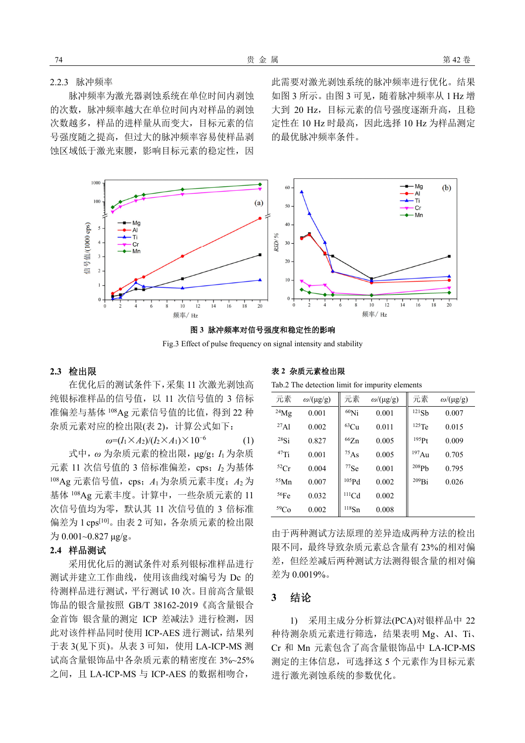### 2.2.3 脉冲频率

脉冲频率为激光器剥蚀系统在单位时间内剥蚀的次数，脉冲频率越大在单位时间内对样品的剥蚀次数越多，样品的进样量从而变大，目标元素的信号强度随之提高，但过大的脉冲频率容易使样品剥蚀区域低于激光束腰，影响目标元素的稳定性，因此需要对激光剥蚀系统的脉冲频率进行优化。结果如图 3 所示。由图 3 可见，随着脉冲频率从 1 Hz 增大到 20 Hz，目标元素的信号强度逐渐升高，且稳定性在 10 Hz 时最高，因此选择 10 Hz 为样品测定的最优脉冲频率条件。

**图 3 脉冲频率对信号强度和稳定性的影响**

Fig.3 Effect of pulse frequency on signal intensity and stability

## 2.3 检出限

在优化后的测试条件下，采集 11 次激光剥蚀高纯银标准样品的信号值，以 11 次信号值的 3 倍标准偏差与基体 $^{108}$Ag 元素信号值的比值，得到 22 种杂质元素对应的检出限(表 2)，计算公式如下：

$$\omega=(I_1\times A_2)/(I_2\times A_1)\times 10^{-6} \tag{1}$$

式中，$\omega$ 为杂质元素的检出限，μg/g；$I_1$ 为杂质元素 11 次信号值的 3 倍标准偏差，cps；$I_2$ 为基体 $^{108}$Ag 元素信号值，cps；$A_1$ 为杂质元素丰度；$A_2$ 为基体 $^{108}$Ag 元素丰度。计算中，一些杂质元素的 11 次信号值均为零，默认其 11 次信号值的 3 倍标准偏差为 1 cps[10]。由表 2 可知，各杂质元素的检出限为 0.001~0.827 μg/g。

**表 2 杂质元素检出限**

Tab.2 The detection limit for impurity elements

| 元素 | $\omega$/(μg/g) | 元素 | $\omega$/(μg/g) | 元素 | $\omega$/(μg/g) |
|---|---|---|---|---|---|
| $^{24}$Mg | 0.001 | $^{60}$Ni | 0.001 | $^{121}$Sb | 0.007 |
| $^{27}$Al | 0.002 | $^{63}$Cu | 0.011 | $^{125}$Te | 0.015 |
| $^{28}$Si | 0.827 | $^{66}$Zn | 0.005 | $^{195}$Pt | 0.009 |
| $^{47}$Ti | 0.001 | $^{75}$As | 0.005 | $^{197}$Au | 0.705 |
| $^{52}$Cr | 0.004 | $^{77}$Se | 0.001 | $^{208}$Pb | 0.795 |
| $^{55}$Mn | 0.007 | $^{105}$Pd | 0.002 | $^{209}$Bi | 0.026 |
| $^{56}$Fe | 0.032 | $^{111}$Cd | 0.002 | | |
| $^{59}$Co | 0.002 | $^{118}$Sn | 0.008 | | |

## 2.4 样品测试

采用优化后的测试条件对系列银标准样品进行测试并建立工作曲线，使用该曲线对编号为 Dc 的待测样品进行测试，平行测试 10 次。目前高含量银饰品的银含量按照 GB/T 38162-2019《高含量银合金首饰 银含量的测定 ICP 差减法》进行检测，因此对该件样品同时使用 ICP-AES 进行测试，结果列于表 3(见下页)。从表 3 可知，使用 LA-ICP-MS 测试高含量银饰品中各杂质元素的精密度在 3%~25%之间，且 LA-ICP-MS 与 ICP-AES 的数据相吻合，由于两种测试方法原理的差异造成两种方法的检出限不同，最终导致杂质元素总含量有 23%的相对偏差，但经差减后两种测试方法测得银含量的相对偏差为 0.0019%。

# 3 结论

1) 采用主成分分析算法(PCA)对银样品中 22 种待测杂质元素进行筛选，结果表明 Mg、Al、Ti、Cr 和 Mn 元素包含了高含量银饰品中 LA-ICP-MS 测定的主体信息，可选择这 5 个元素作为目标元素进行激光剥蚀系统的参数优化。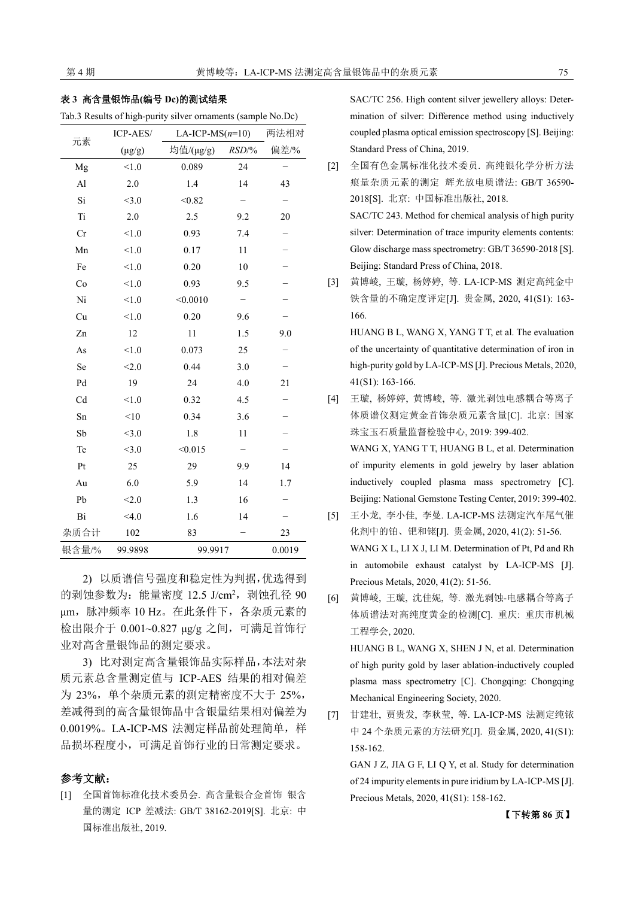**表 3 高含量银饰品(编号 Dc)的测试结果**

Tab.3 Results of high-purity silver ornaments (sample No.Dc)

| 元素 | ICP-AES/ | LA-ICP-MS($n$=10) | | 两法相对 |
|---|---|---|---|---|
| | (μg/g) | 均值/(μg/g) | *RSD*/% | 偏差/% |
| Mg | <1.0 | 0.089 | 24 | − |
| Al | 2.0 | 1.4 | 14 | 43 |
| Si | <3.0 | <0.82 | − | − |
| Ti | 2.0 | 2.5 | 9.2 | 20 |
| Cr | <1.0 | 0.93 | 7.4 | − |
| Mn | <1.0 | 0.17 | 11 | − |
| Fe | <1.0 | 0.20 | 10 | − |
| Co | <1.0 | 0.93 | 9.5 | − |
| Ni | <1.0 | <0.0010 | − | − |
| Cu | <1.0 | 0.20 | 9.6 | − |
| Zn | 12 | 11 | 1.5 | 9.0 |
| As | <1.0 | 0.073 | 25 | − |
| Se | <2.0 | 0.44 | 3.0 | − |
| Pd | 19 | 24 | 4.0 | 21 |
| Cd | <1.0 | 0.32 | 4.5 | − |
| Sn | <10 | 0.34 | 3.6 | − |
| Sb | <3.0 | 1.8 | 11 | − |
| Te | <3.0 | <0.015 | − | − |
| Pt | 25 | 29 | 9.9 | 14 |
| Au | 6.0 | 5.9 | 14 | 1.7 |
| Pb | <2.0 | 1.3 | 16 | − |
| Bi | <4.0 | 1.6 | 14 | − |
| 杂质合计 | 102 | 83 | − | 23 |
| 银含量/% | 99.9898 | 99.9917 | | 0.0019 |

2) 以质谱信号强度和稳定性为判据，优选得到的剥蚀参数为：能量密度 12.5 J/cm$^2$，剥蚀孔径 90 μm，脉冲频率 10 Hz。在此条件下，各杂质元素的检出限介于 0.001~0.827 μg/g 之间，可满足首饰行业对高含量银饰品的测定要求。

3) 比对测定高含量银饰品实际样品，本法对杂质元素总含量测定值与 ICP-AES 结果的相对偏差为 23%，单个杂质元素的测定精密度不大于 25%，差减得到的高含量银饰品中含银量结果相对偏差为 0.0019%。LA-ICP-MS 法测定样品前处理简单，样品损坏程度小，可满足首饰行业的日常测定要求。

## 参考文献：

[1] 全国首饰标准化技术委员会. 高含量银合金首饰 银含量的测定 ICP 差减法: GB/T 38162-2019[S]. 北京: 中国标准出版社, 2019.

SAC/TC 256. High content silver jewellery alloys: Determination of silver: Difference method using inductively coupled plasma optical emission spectroscopy [S]. Beijing: Standard Press of China, 2019.

[2] 全国有色金属标准化技术委员. 高纯银化学分析方法 痕量杂质元素的测定 辉光放电质谱法: GB/T 36590-2018[S]. 北京: 中国标准出版社, 2018.

SAC/TC 243. Method for chemical analysis of high purity silver: Determination of trace impurity elements contents: Glow discharge mass spectrometry: GB/T 36590-2018 [S]. Beijing: Standard Press of China, 2018.

[3] 黄博峻, 王璇, 杨婷婷, 等. LA-ICP-MS 测定高纯金中铁含量的不确定度评定[J]. 贵金属, 2020, 41(S1): 163-166.

HUANG B L, WANG X, YANG T T, et al. The evaluation of the uncertainty of quantitative determination of iron in high-purity gold by LA-ICP-MS [J]. Precious Metals, 2020, 41(S1): 163-166.

[4] 王璇, 杨婷婷, 黄博峻, 等. 激光剥蚀电感耦合等离子体质谱仪测定黄金首饰杂质元素含量[C]. 北京: 国家珠宝玉石质量监督检验中心, 2019: 399-402.

WANG X, YANG T T, HUANG B L, et al. Determination of impurity elements in gold jewelry by laser ablation inductively coupled plasma mass spectrometry [C]. Beijing: National Gemstone Testing Center, 2019: 399-402.

[5] 王小龙, 李小佳, 李曼. LA-ICP-MS 法测定汽车尾气催化剂中的铂、钯和铑[J]. 贵金属, 2020, 41(2): 51-56.

WANG X L, LI X J, LI M. Determination of Pt, Pd and Rh in automobile exhaust catalyst by LA-ICP-MS [J]. Precious Metals, 2020, 41(2): 51-56.

[6] 黄博峻, 王璇, 沈佳妮, 等. 激光剥蚀-电感耦合等离子体质谱法对高纯度黄金的检测[C]. 重庆: 重庆市机械工程学会, 2020.

HUANG B L, WANG X, SHEN J N, et al. Determination of high purity gold by laser ablation-inductively coupled plasma mass spectrometry [C]. Chongqing: Chongqing Mechanical Engineering Society, 2020.

[7] 甘建壮, 贾贵发, 李秋莹, 等. LA-ICP-MS 法测定纯铱中 24 个杂质元素的方法研究[J]. 贵金属, 2020, 41(S1): 158-162.

GAN J Z, JIA G F, LI Q Y, et al. Study for determination of 24 impurity elements in pure iridium by LA-ICP-MS [J]. Precious Metals, 2020, 41(S1): 158-162.

**【下转第 86 页】**